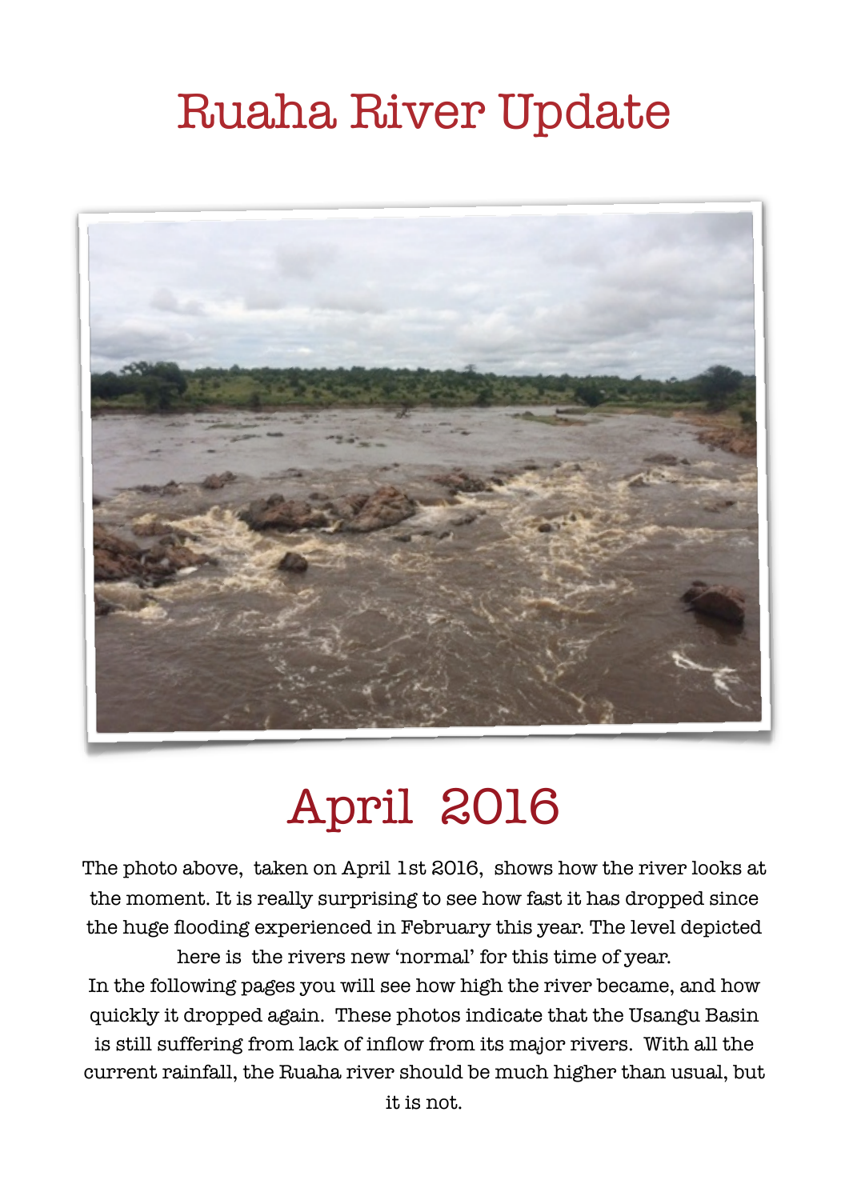# Ruaha River Update

# April 2016

The photo above, taken on April 1st 2016, shows how the river looks at the moment. It is really surprising to see how fast it has dropped since the huge flooding experienced in February this year. The level depicted here is the rivers new 'normal' for this time of year.
In the following pages you will see how high the river became, and how quickly it dropped again. These photos indicate that the Usangu Basin is still suffering from lack of inflow from its major rivers. With all the current rainfall, the Ruaha river should be much higher than usual, but it is not.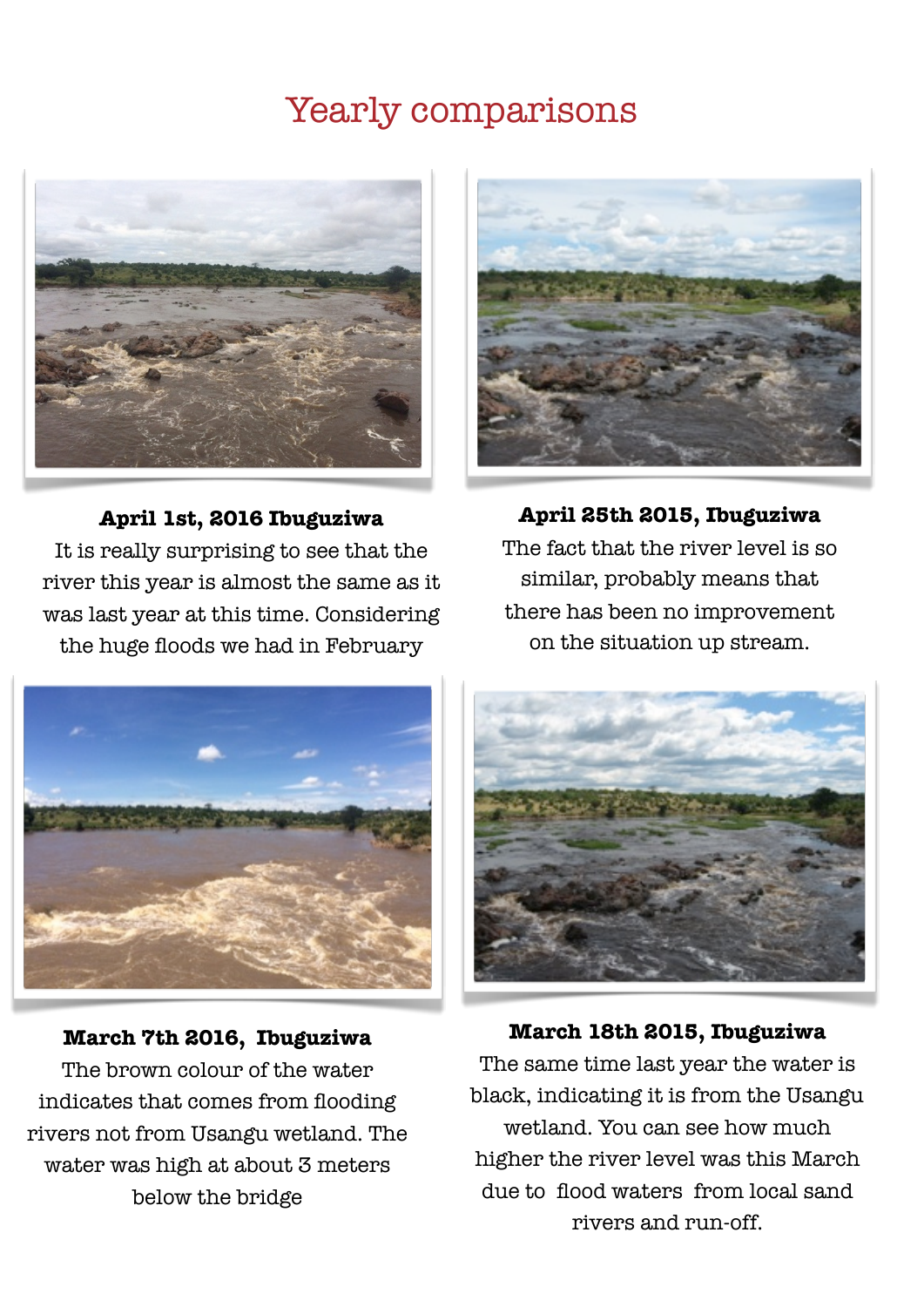# Yearly comparisons

**April 1st, 2016 Ibuguziwa**

It is really surprising to see that the river this year is almost the same as it was last year at this time. Considering the huge floods we had in February

**April 25th 2015, Ibuguziwa**

The fact that the river level is so similar, probably means that there has been no improvement on the situation up stream.

**March 7th 2016, Ibuguziwa**

The brown colour of the water indicates that comes from flooding rivers not from Usangu wetland. The water was high at about 3 meters below the bridge

**March 18th 2015, Ibuguziwa**

The same time last year the water is black, indicating it is from the Usangu wetland. You can see how much higher the river level was this March due to flood waters from local sand rivers and run-off.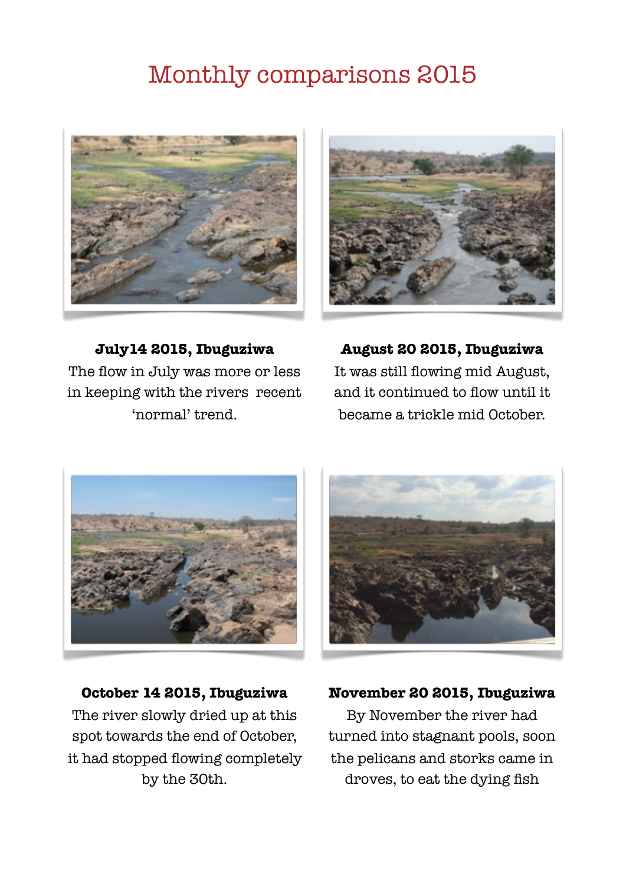# Monthly comparisons 2015

**July14 2015, Ibuguziwa**
The flow in July was more or less in keeping with the rivers recent 'normal' trend.

**August 20 2015, Ibuguziwa**
It was still flowing mid August, and it continued to flow until it became a trickle mid October.

**October 14 2015, Ibuguziwa**
The river slowly dried up at this spot towards the end of October, it had stopped flowing completely by the 30th.

**November 20 2015, Ibuguziwa**
By November the river had turned into stagnant pools, soon the pelicans and storks came in droves, to eat the dying fish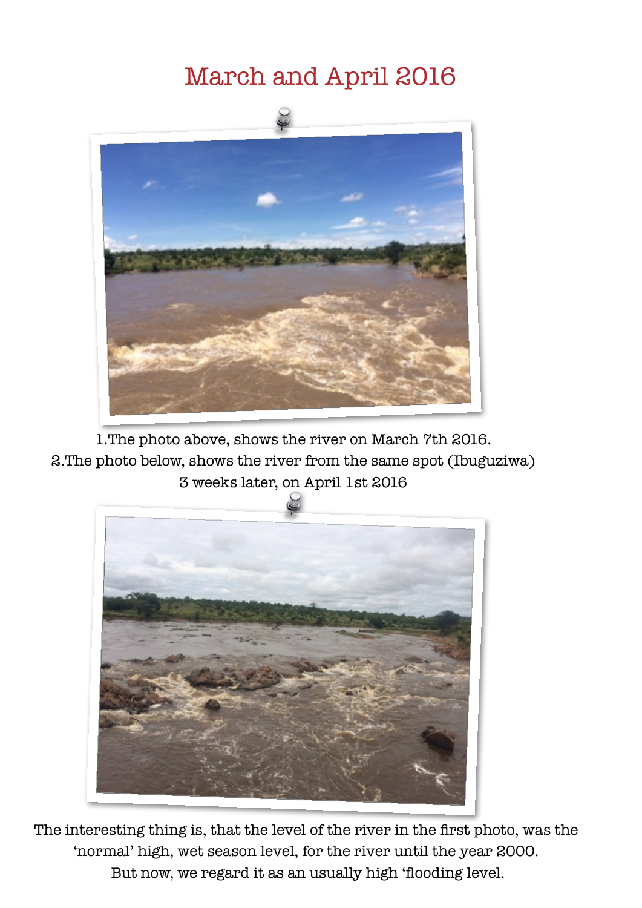# March and April 2016

1.The photo above, shows the river on March 7th 2016.
2.The photo below, shows the river from the same spot (Ibuguziwa) 3 weeks later, on April 1st 2016

The interesting thing is, that the level of the river in the first photo, was the 'normal' high, wet season level, for the river until the year 2000.
But now, we regard it as an usually high 'flooding level.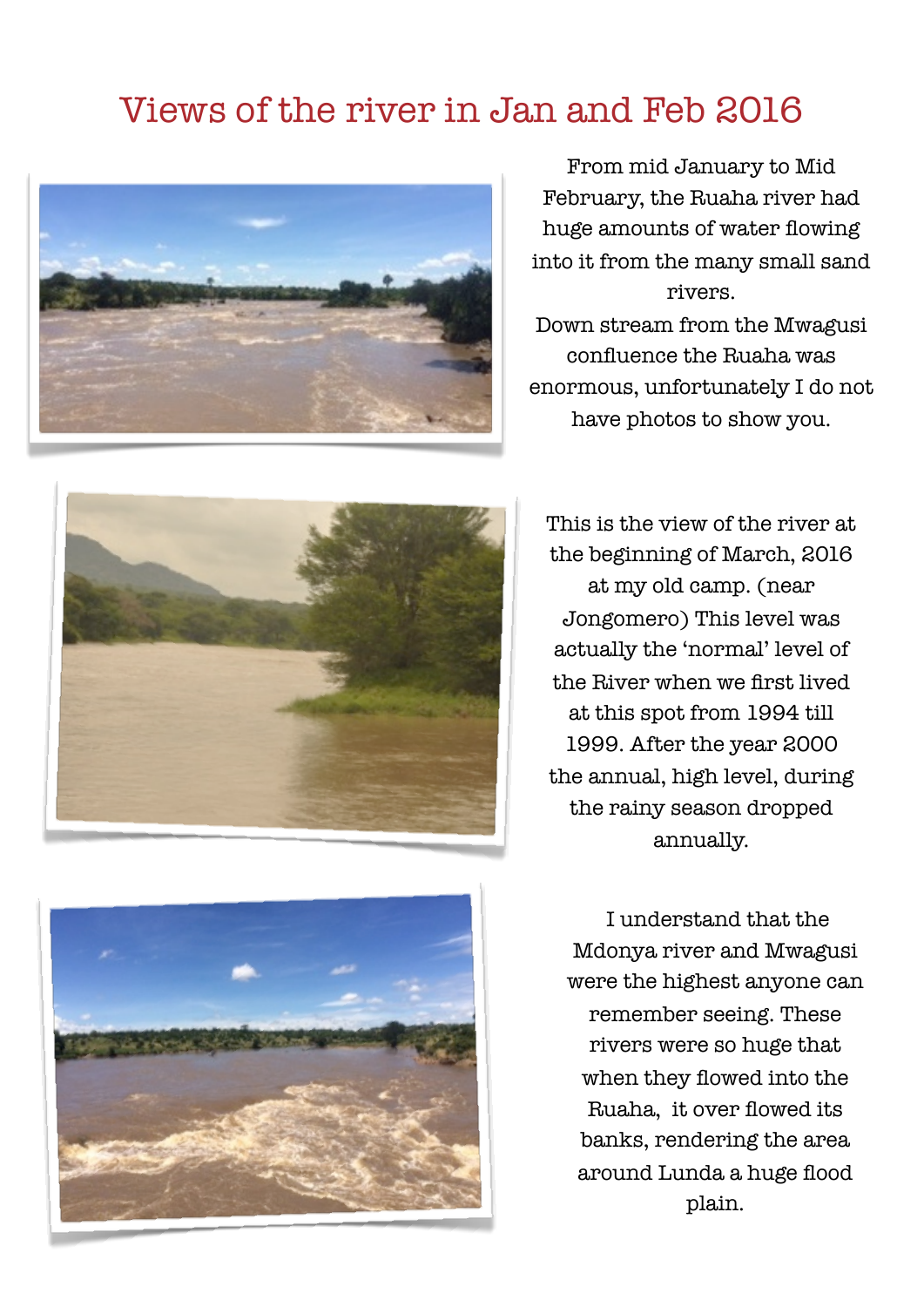# Views of the river in Jan and Feb 2016

From mid January to Mid February, the Ruaha river had huge amounts of water flowing into it from the many small sand rivers.
Down stream from the Mwagusi confluence the Ruaha was enormous, unfortunately I do not have photos to show you.

This is the view of the river at the beginning of March, 2016 at my old camp. (near Jongomero) This level was actually the 'normal' level of the River when we first lived at this spot from 1994 till 1999. After the year 2000 the annual, high level, during the rainy season dropped annually.

I understand that the Mdonya river and Mwagusi were the highest anyone can remember seeing. These rivers were so huge that when they flowed into the Ruaha, it over flowed its banks, rendering the area around Lunda a huge flood plain.